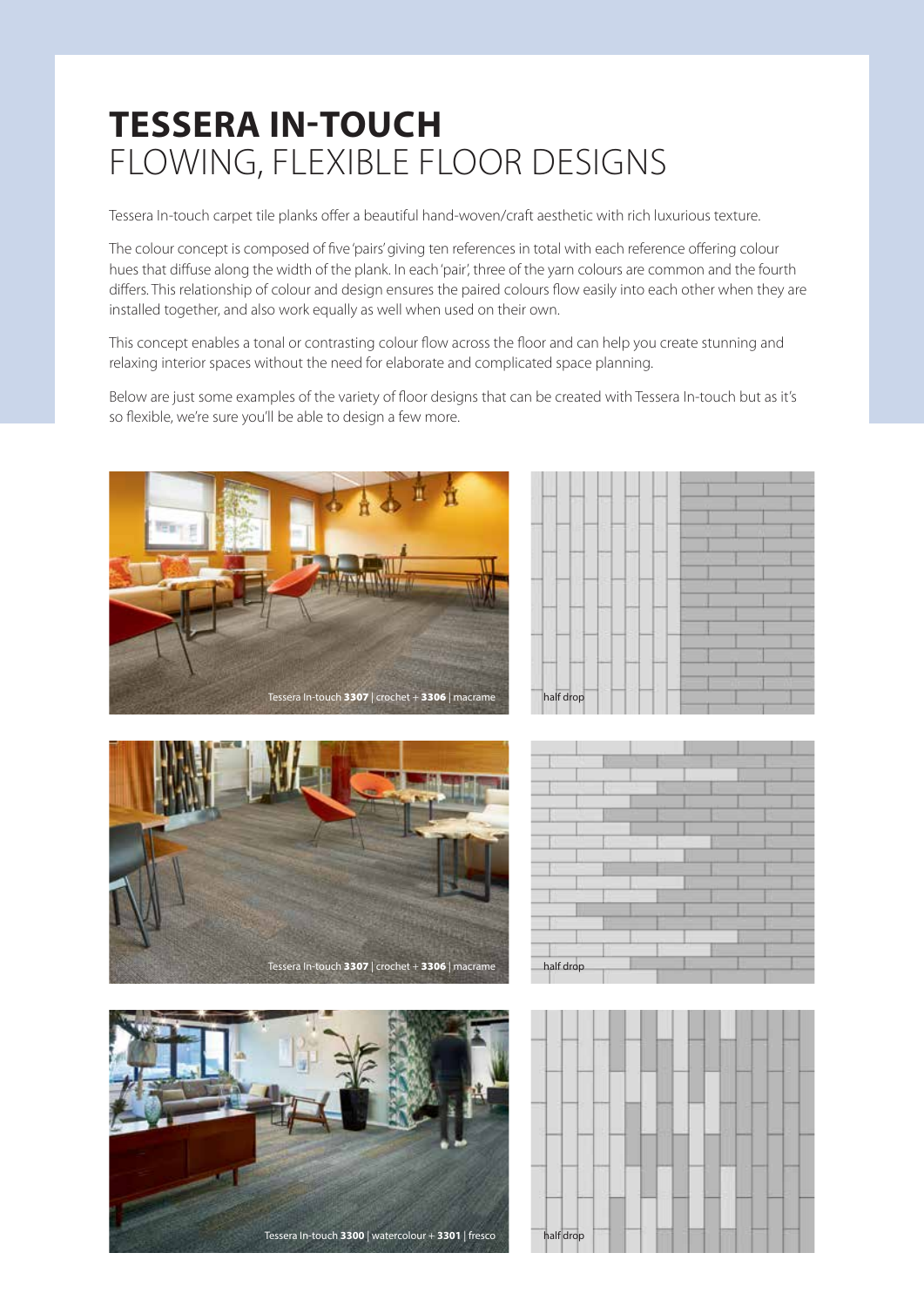# TESSERA IN-TOUCH
## FLOWING, FLEXIBLE FLOOR DESIGNS

Tessera In-touch carpet tile planks offer a beautiful hand-woven/craft aesthetic with rich luxurious texture.

The colour concept is composed of five 'pairs' giving ten references in total with each reference offering colour hues that diffuse along the width of the plank. In each 'pair', three of the yarn colours are common and the fourth differs. This relationship of colour and design ensures the paired colours flow easily into each other when they are installed together, and also work equally as well when used on their own.

This concept enables a tonal or contrasting colour flow across the floor and can help you create stunning and relaxing interior spaces without the need for elaborate and complicated space planning.

Below are just some examples of the variety of floor designs that can be created with Tessera In-touch but as it's so flexible, we're sure you'll be able to design a few more.

Tessera In-touch **3307** | crochet + **3306** | macrame

half drop

Tessera In-touch **3307** | crochet + **3306** | macrame

half drop

Tessera In-touch **3300** | watercolour + **3301** | fresco

half drop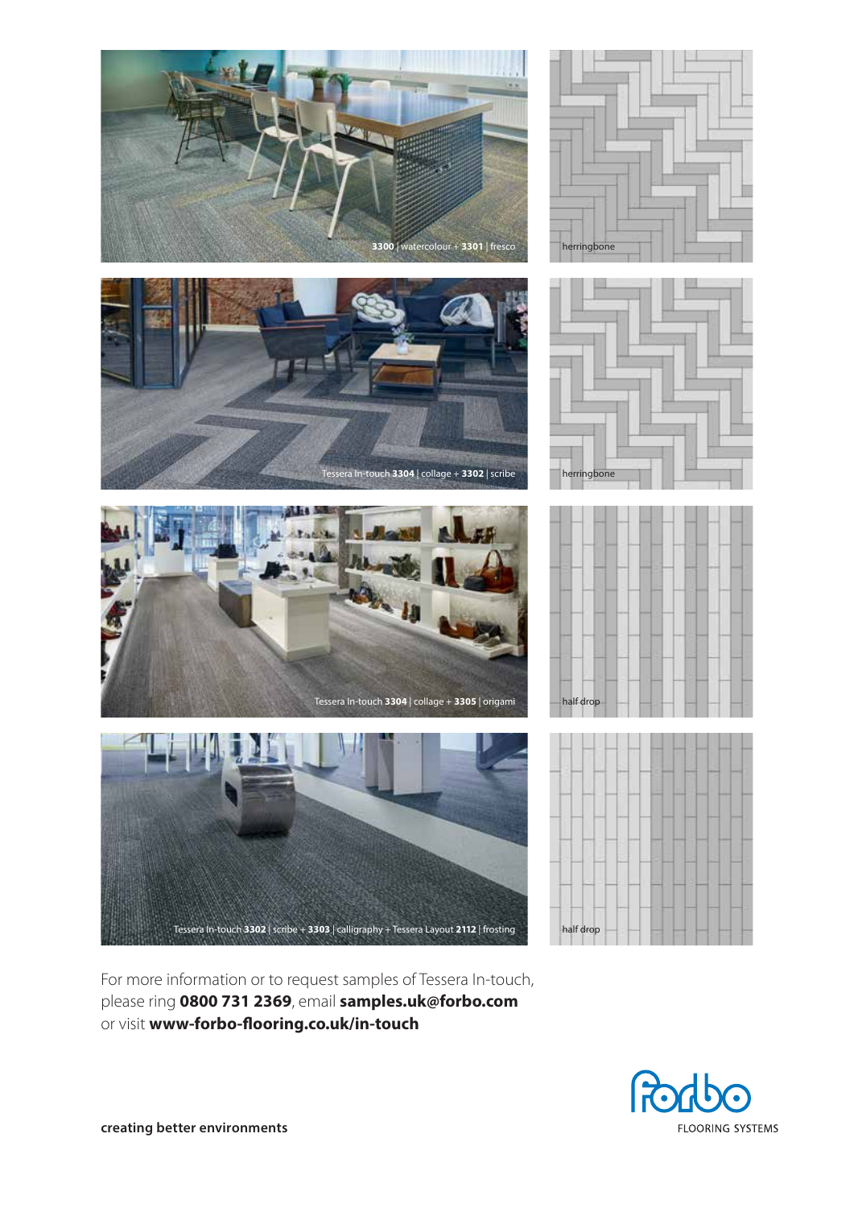**3300** | watercolour + **3301** | fresco

herringbone

Tessera In-touch **3304** | collage + **3302** | scribe

herringbone

Tessera In-touch **3304** | collage + **3305** | origami

half drop

Tessera In-touch **3302** | scribe + **3303** | calligraphy + Tessera Layout **2112** | frosting

half drop

For more information or to request samples of Tessera In-touch, please ring **0800 731 2369**, email **samples.uk@forbo.com** or visit **www-forbo-flooring.co.uk/in-touch**

**creating better environments**

forbo
FLOORING SYSTEMS